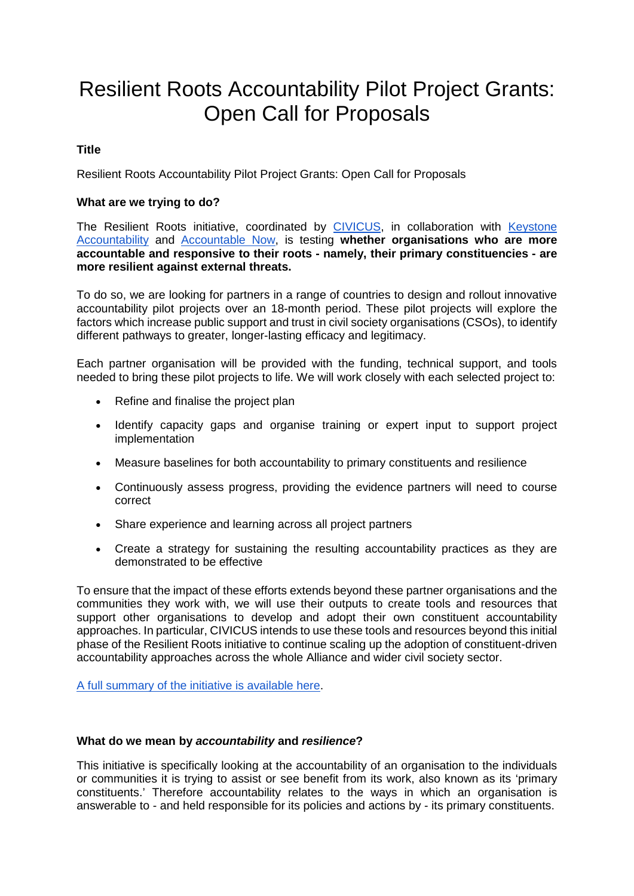# Resilient Roots Accountability Pilot Project Grants: Open Call for Proposals

**Title**

Resilient Roots Accountability Pilot Project Grants: Open Call for Proposals

**What are we trying to do?**

The Resilient Roots initiative, coordinated by [CIVICUS](), in collaboration with [Keystone Accountability]() and [Accountable Now](), is testing **whether organisations who are more accountable and responsive to their roots - namely, their primary constituencies - are more resilient against external threats.**

To do so, we are looking for partners in a range of countries to design and rollout innovative accountability pilot projects over an 18-month period. These pilot projects will explore the factors which increase public support and trust in civil society organisations (CSOs), to identify different pathways to greater, longer-lasting efficacy and legitimacy.

Each partner organisation will be provided with the funding, technical support, and tools needed to bring these pilot projects to life. We will work closely with each selected project to:

- Refine and finalise the project plan
- Identify capacity gaps and organise training or expert input to support project implementation
- Measure baselines for both accountability to primary constituents and resilience
- Continuously assess progress, providing the evidence partners will need to course correct
- Share experience and learning across all project partners
- Create a strategy for sustaining the resulting accountability practices as they are demonstrated to be effective

To ensure that the impact of these efforts extends beyond these partner organisations and the communities they work with, we will use their outputs to create tools and resources that support other organisations to develop and adopt their own constituent accountability approaches. In particular, CIVICUS intends to use these tools and resources beyond this initial phase of the Resilient Roots initiative to continue scaling up the adoption of constituent-driven accountability approaches across the whole Alliance and wider civil society sector.

[A full summary of the initiative is available here]().

**What do we mean by *accountability* and *resilience*?**

This initiative is specifically looking at the accountability of an organisation to the individuals or communities it is trying to assist or see benefit from its work, also known as its 'primary constituents.' Therefore accountability relates to the ways in which an organisation is answerable to - and held responsible for its policies and actions by - its primary constituents.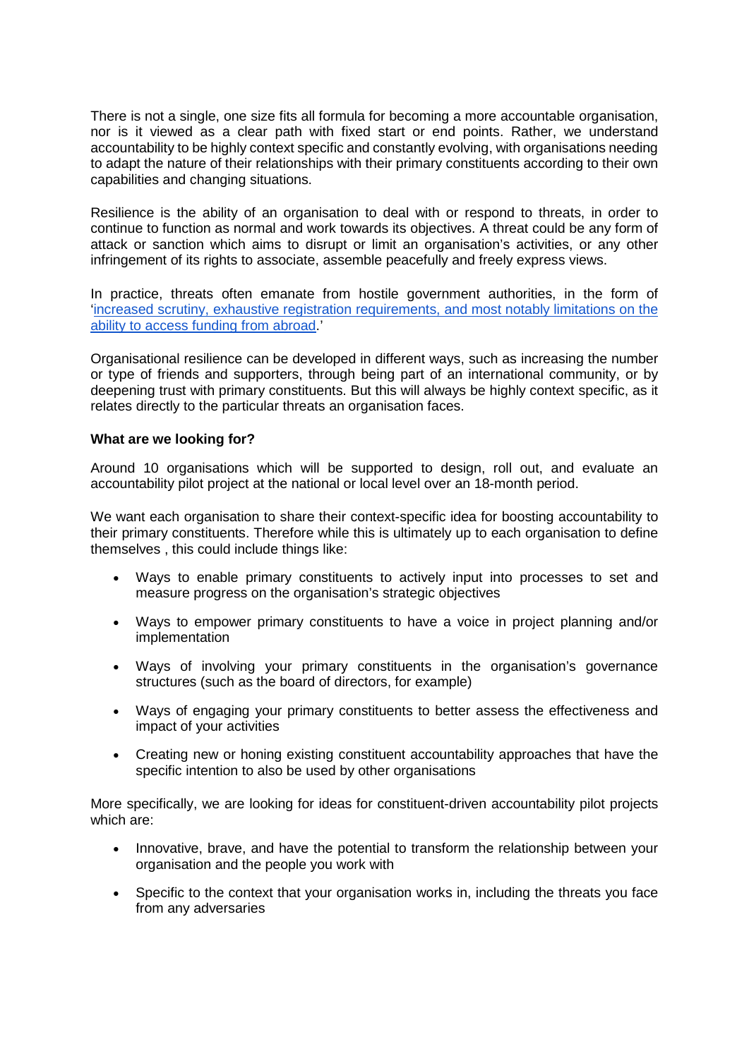There is not a single, one size fits all formula for becoming a more accountable organisation, nor is it viewed as a clear path with fixed start or end points. Rather, we understand accountability to be highly context specific and constantly evolving, with organisations needing to adapt the nature of their relationships with their primary constituents according to their own capabilities and changing situations.

Resilience is the ability of an organisation to deal with or respond to threats, in order to continue to function as normal and work towards its objectives. A threat could be any form of attack or sanction which aims to disrupt or limit an organisation's activities, or any other infringement of its rights to associate, assemble peacefully and freely express views.

In practice, threats often emanate from hostile government authorities, in the form of 'increased scrutiny, exhaustive registration requirements, and most notably limitations on the ability to access funding from abroad.'

Organisational resilience can be developed in different ways, such as increasing the number or type of friends and supporters, through being part of an international community, or by deepening trust with primary constituents. But this will always be highly context specific, as it relates directly to the particular threats an organisation faces.

**What are we looking for?**

Around 10 organisations which will be supported to design, roll out, and evaluate an accountability pilot project at the national or local level over an 18-month period.

We want each organisation to share their context-specific idea for boosting accountability to their primary constituents. Therefore while this is ultimately up to each organisation to define themselves , this could include things like:

- Ways to enable primary constituents to actively input into processes to set and measure progress on the organisation's strategic objectives
- Ways to empower primary constituents to have a voice in project planning and/or implementation
- Ways of involving your primary constituents in the organisation's governance structures (such as the board of directors, for example)
- Ways of engaging your primary constituents to better assess the effectiveness and impact of your activities
- Creating new or honing existing constituent accountability approaches that have the specific intention to also be used by other organisations

More specifically, we are looking for ideas for constituent-driven accountability pilot projects which are:

- Innovative, brave, and have the potential to transform the relationship between your organisation and the people you work with
- Specific to the context that your organisation works in, including the threats you face from any adversaries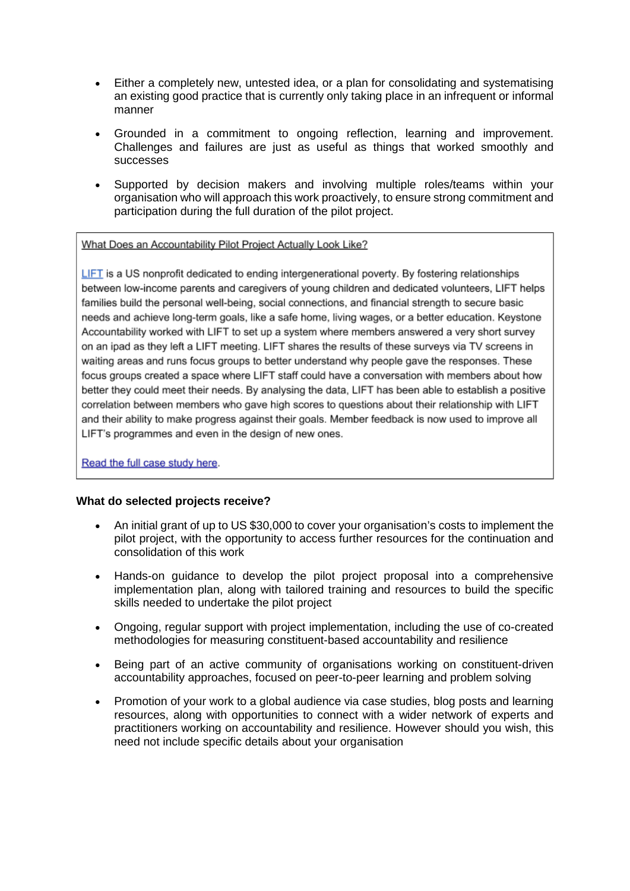- Either a completely new, untested idea, or a plan for consolidating and systematising an existing good practice that is currently only taking place in an infrequent or informal manner

- Grounded in a commitment to ongoing reflection, learning and improvement. Challenges and failures are just as useful as things that worked smoothly and successes

- Supported by decision makers and involving multiple roles/teams within your organisation who will approach this work proactively, to ensure strong commitment and participation during the full duration of the pilot project.

> What Does an Accountability Pilot Project Actually Look Like?
>
> LIFT is a US nonprofit dedicated to ending intergenerational poverty. By fostering relationships between low-income parents and caregivers of young children and dedicated volunteers, LIFT helps families build the personal well-being, social connections, and financial strength to secure basic needs and achieve long-term goals, like a safe home, living wages, or a better education. Keystone Accountability worked with LIFT to set up a system where members answered a very short survey on an ipad as they left a LIFT meeting. LIFT shares the results of these surveys via TV screens in waiting areas and runs focus groups to better understand why people gave the responses. These focus groups created a space where LIFT staff could have a conversation with members about how better they could meet their needs. By analysing the data, LIFT has been able to establish a positive correlation between members who gave high scores to questions about their relationship with LIFT and their ability to make progress against their goals. Member feedback is now used to improve all LIFT's programmes and even in the design of new ones.
>
> Read the full case study here.

**What do selected projects receive?**

- An initial grant of up to US $30,000 to cover your organisation's costs to implement the pilot project, with the opportunity to access further resources for the continuation and consolidation of this work

- Hands-on guidance to develop the pilot project proposal into a comprehensive implementation plan, along with tailored training and resources to build the specific skills needed to undertake the pilot project

- Ongoing, regular support with project implementation, including the use of co-created methodologies for measuring constituent-based accountability and resilience

- Being part of an active community of organisations working on constituent-driven accountability approaches, focused on peer-to-peer learning and problem solving

- Promotion of your work to a global audience via case studies, blog posts and learning resources, along with opportunities to connect with a wider network of experts and practitioners working on accountability and resilience. However should you wish, this need not include specific details about your organisation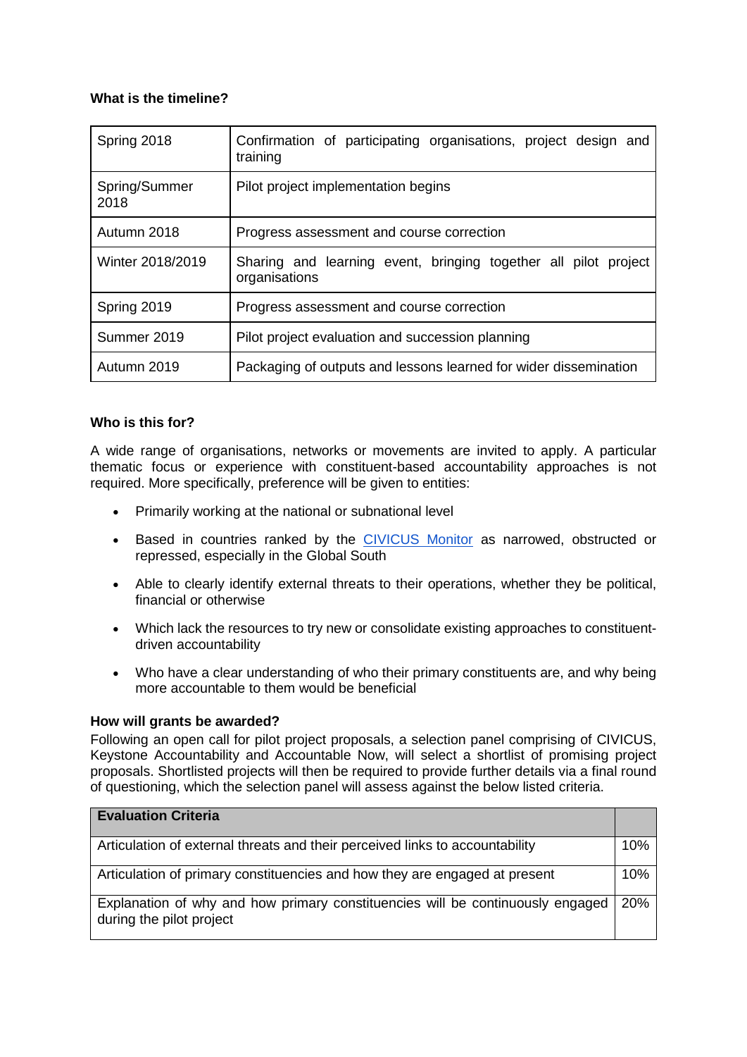**What is the timeline?**

| | |
|---|---|
| Spring 2018 | Confirmation of participating organisations, project design and training |
| Spring/Summer 2018 | Pilot project implementation begins |
| Autumn 2018 | Progress assessment and course correction |
| Winter 2018/2019 | Sharing and learning event, bringing together all pilot project organisations |
| Spring 2019 | Progress assessment and course correction |
| Summer 2019 | Pilot project evaluation and succession planning |
| Autumn 2019 | Packaging of outputs and lessons learned for wider dissemination |

**Who is this for?**

A wide range of organisations, networks or movements are invited to apply. A particular thematic focus or experience with constituent-based accountability approaches is not required. More specifically, preference will be given to entities:

- Primarily working at the national or subnational level
- Based in countries ranked by the CIVICUS Monitor as narrowed, obstructed or repressed, especially in the Global South
- Able to clearly identify external threats to their operations, whether they be political, financial or otherwise
- Which lack the resources to try new or consolidate existing approaches to constituent-driven accountability
- Who have a clear understanding of who their primary constituents are, and why being more accountable to them would be beneficial

**How will grants be awarded?**

Following an open call for pilot project proposals, a selection panel comprising of CIVICUS, Keystone Accountability and Accountable Now, will select a shortlist of promising project proposals. Shortlisted projects will then be required to provide further details via a final round of questioning, which the selection panel will assess against the below listed criteria.

| Evaluation Criteria | |
|---|---|
| Articulation of external threats and their perceived links to accountability | 10% |
| Articulation of primary constituencies and how they are engaged at present | 10% |
| Explanation of why and how primary constituencies will be continuously engaged during the pilot project | 20% |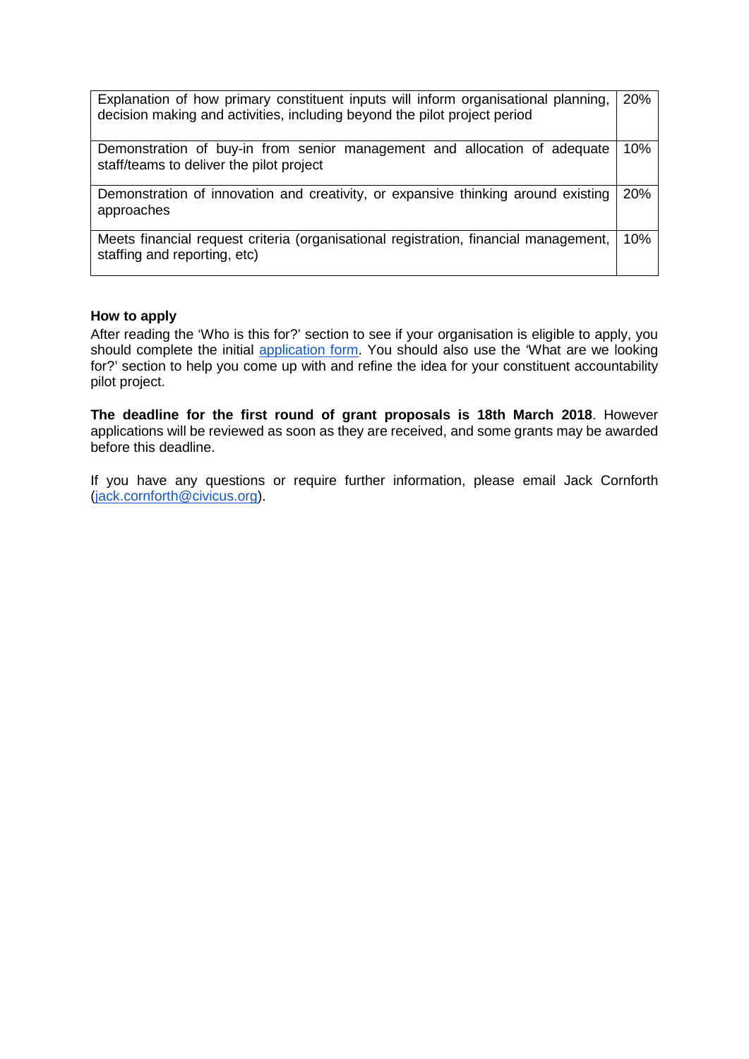| | |
|---|---|
| Explanation of how primary constituent inputs will inform organisational planning, decision making and activities, including beyond the pilot project period | 20% |
| Demonstration of buy-in from senior management and allocation of adequate staff/teams to deliver the pilot project | 10% |
| Demonstration of innovation and creativity, or expansive thinking around existing approaches | 20% |
| Meets financial request criteria (organisational registration, financial management, staffing and reporting, etc) | 10% |

**How to apply**

After reading the 'Who is this for?' section to see if your organisation is eligible to apply, you should complete the initial application form. You should also use the 'What are we looking for?' section to help you come up with and refine the idea for your constituent accountability pilot project.

**The deadline for the first round of grant proposals is 18th March 2018**. However applications will be reviewed as soon as they are received, and some grants may be awarded before this deadline.

If you have any questions or require further information, please email Jack Cornforth (jack.cornforth@civicus.org).